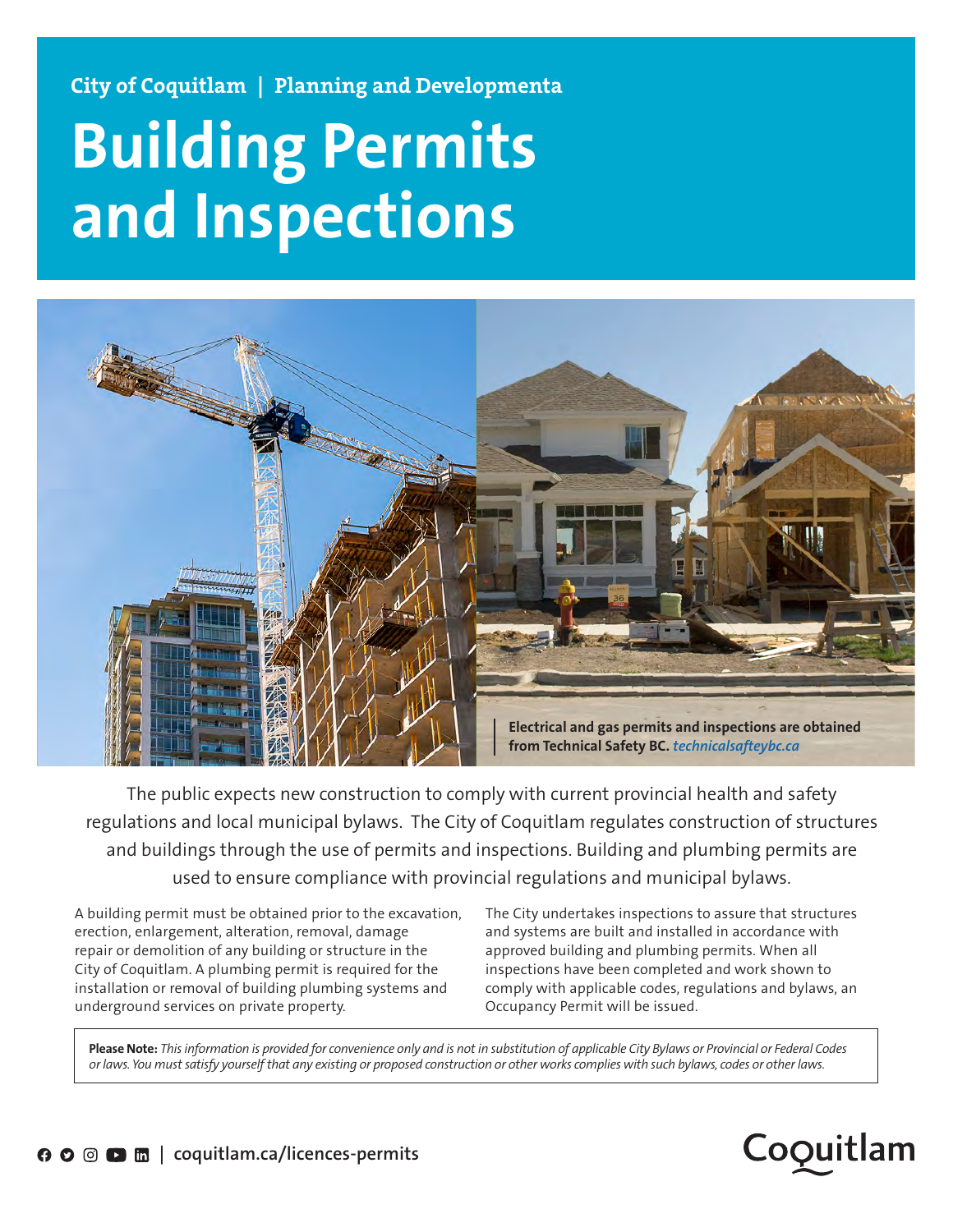City of Coquitlam | Planning and Developmenta

# Building Permits and Inspections

**Electrical and gas permits and inspections are obtained from Technical Safety BC.** *technicalsafteybc.ca*

The public expects new construction to comply with current provincial health and safety regulations and local municipal bylaws. The City of Coquitlam regulates construction of structures and buildings through the use of permits and inspections. Building and plumbing permits are used to ensure compliance with provincial regulations and municipal bylaws.

A building permit must be obtained prior to the excavation, erection, enlargement, alteration, removal, damage repair or demolition of any building or structure in the City of Coquitlam. A plumbing permit is required for the installation or removal of building plumbing systems and underground services on private property.

The City undertakes inspections to assure that structures and systems are built and installed in accordance with approved building and plumbing permits. When all inspections have been completed and work shown to comply with applicable codes, regulations and bylaws, an Occupancy Permit will be issued.

**Please Note:** *This information is provided for convenience only and is not in substitution of applicable City Bylaws or Provincial or Federal Codes or laws. You must satisfy yourself that any existing or proposed construction or other works complies with such bylaws, codes or other laws.*

coquitlam.ca/licences-permits

Coquitlam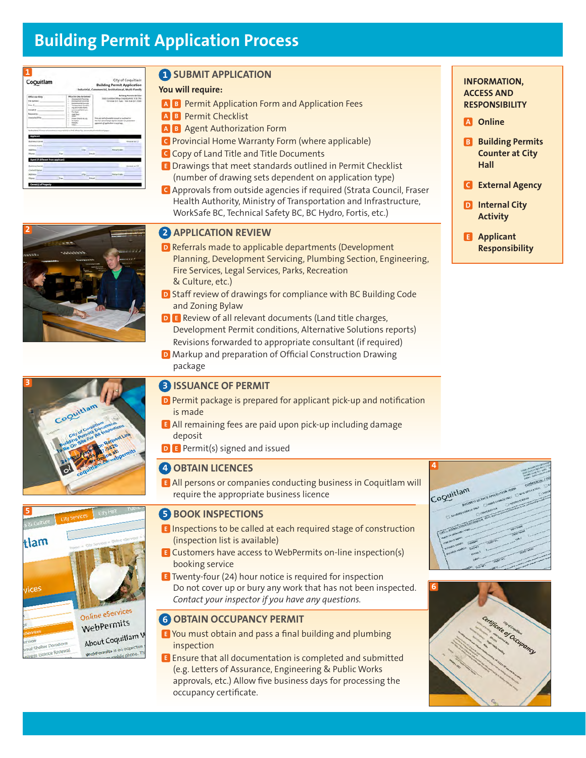# Building Permit Application Process

## 1 SUBMIT APPLICATION

**You will require:**

- A B Permit Application Form and Application Fees
- A B Permit Checklist
- A B Agent Authorization Form
- C Provincial Home Warranty Form (where applicable)
- C Copy of Land Title and Title Documents
- E Drawings that meet standards outlined in Permit Checklist (number of drawing sets dependent on application type)
- C Approvals from outside agencies if required (Strata Council, Fraser Health Authority, Ministry of Transportation and Infrastructure, WorkSafe BC, Technical Safety BC, BC Hydro, Fortis, etc.)

## 2 APPLICATION REVIEW

- D Referrals made to applicable departments (Development Planning, Development Servicing, Plumbing Section, Engineering, Fire Services, Legal Services, Parks, Recreation & Culture, etc.)
- D Staff review of drawings for compliance with BC Building Code and Zoning Bylaw
- D E Review of all relevant documents (Land title charges, Development Permit conditions, Alternative Solutions reports) Revisions forwarded to appropriate consultant (if required)
- D Markup and preparation of Official Construction Drawing package

## 3 ISSUANCE OF PERMIT

- D Permit package is prepared for applicant pick-up and notification is made
- E All remaining fees are paid upon pick-up including damage deposit
- D E Permit(s) signed and issued

## 4 OBTAIN LICENCES

- E All persons or companies conducting business in Coquitlam will require the appropriate business licence

## 5 BOOK INSPECTIONS

- E Inspections to be called at each required stage of construction (inspection list is available)
- E Customers have access to WebPermits on-line inspection(s) booking service
- E Twenty-four (24) hour notice is required for inspection. Do not cover up or bury any work that has not been inspected. *Contact your inspector if you have any questions.*

## 6 OBTAIN OCCUPANCY PERMIT

- E You must obtain and pass a final building and plumbing inspection
- E Ensure that all documentation is completed and submitted (e.g. Letters of Assurance, Engineering & Public Works approvals, etc.) Allow five business days for processing the occupancy certificate.

---

**INFORMATION, ACCESS AND RESPONSIBILITY**

- **A** Online
- **B** Building Permits Counter at City Hall
- **C** External Agency
- **D** Internal City Activity
- **E** Applicant Responsibility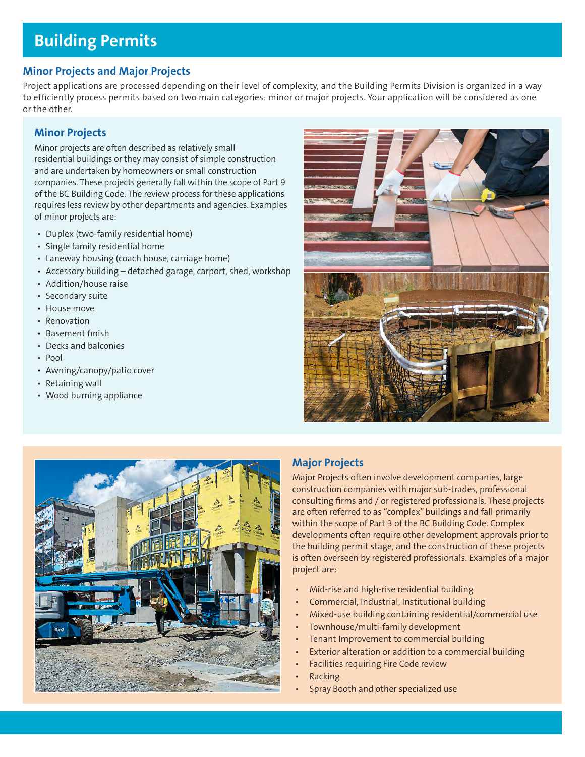# Building Permits

## Minor Projects and Major Projects

Project applications are processed depending on their level of complexity, and the Building Permits Division is organized in a way to efficiently process permits based on two main categories: minor or major projects. Your application will be considered as one or the other.

### Minor Projects

Minor projects are often described as relatively small residential buildings or they may consist of simple construction and are undertaken by homeowners or small construction companies. These projects generally fall within the scope of Part 9 of the BC Building Code. The review process for these applications requires less review by other departments and agencies. Examples of minor projects are:

- Duplex (two-family residential home)
- Single family residential home
- Laneway housing (coach house, carriage home)
- Accessory building – detached garage, carport, shed, workshop
- Addition/house raise
- Secondary suite
- House move
- Renovation
- Basement finish
- Decks and balconies
- Pool
- Awning/canopy/patio cover
- Retaining wall
- Wood burning appliance

### Major Projects

Major Projects often involve development companies, large construction companies with major sub-trades, professional consulting firms and / or registered professionals. These projects are often referred to as "complex" buildings and fall primarily within the scope of Part 3 of the BC Building Code. Complex developments often require other development approvals prior to the building permit stage, and the construction of these projects is often overseen by registered professionals. Examples of a major project are:

- Mid-rise and high-rise residential building
- Commercial, Industrial, Institutional building
- Mixed-use building containing residential/commercial use
- Townhouse/multi-family development
- Tenant Improvement to commercial building
- Exterior alteration or addition to a commercial building
- Facilities requiring Fire Code review
- Racking
- Spray Booth and other specialized use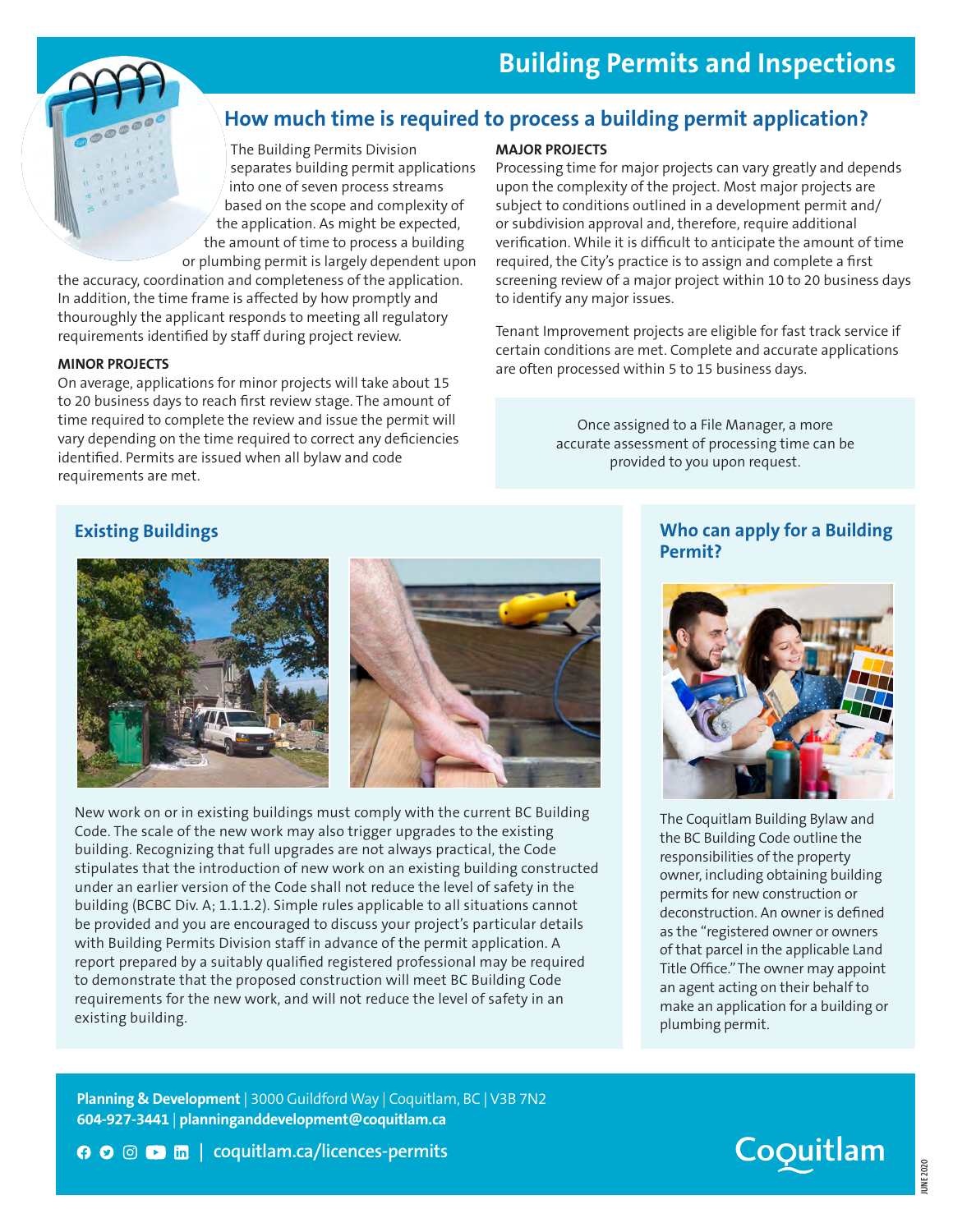# Building Permits and Inspections

## How much time is required to process a building permit application?

The Building Permits Division separates building permit applications into one of seven process streams based on the scope and complexity of the application. As might be expected, the amount of time to process a building or plumbing permit is largely dependent upon the accuracy, coordination and completeness of the application. In addition, the time frame is affected by how promptly and thorouughly the applicant responds to meeting all regulatory requirements identified by staff during project review.

**MINOR PROJECTS**

On average, applications for minor projects will take about 15 to 20 business days to reach first review stage. The amount of time required to complete the review and issue the permit will vary depending on the time required to correct any deficiencies identified. Permits are issued when all bylaw and code requirements are met.

**MAJOR PROJECTS**

Processing time for major projects can vary greatly and depends upon the complexity of the project. Most major projects are subject to conditions outlined in a development permit and/or subdivision approval and, therefore, require additional verification. While it is difficult to anticipate the amount of time required, the City's practice is to assign and complete a first screening review of a major project within 10 to 20 business days to identify any major issues.

Tenant Improvement projects are eligible for fast track service if certain conditions are met. Complete and accurate applications are often processed within 5 to 15 business days.

Once assigned to a File Manager, a more accurate assessment of processing time can be provided to you upon request.

## Existing Buildings

New work on or in existing buildings must comply with the current BC Building Code. The scale of the new work may also trigger upgrades to the existing building. Recognizing that full upgrades are not always practical, the Code stipulates that the introduction of new work on an existing building constructed under an earlier version of the Code shall not reduce the level of safety in the building (BCBC Div. A; 1.1.1.2). Simple rules applicable to all situations cannot be provided and you are encouraged to discuss your project's particular details with Building Permits Division staff in advance of the permit application. A report prepared by a suitably qualified registered professional may be required to demonstrate that the proposed construction will meet BC Building Code requirements for the new work, and will not reduce the level of safety in an existing building.

## Who can apply for a Building Permit?

The Coquitlam Building Bylaw and the BC Building Code outline the responsibilities of the property owner, including obtaining building permits for new construction or deconstruction. An owner is defined as the "registered owner or owners of that parcel in the applicable Land Title Office." The owner may appoint an agent acting on their behalf to make an application for a building or plumbing permit.

**Planning & Development** | 3000 Guildford Way | Coquitlam, BC | V3B 7N2
**604-927-3441** | **planninganddevelopment@coquitlam.ca**

coquitlam.ca/licences-permits

Coquitlam

JUNE 2020